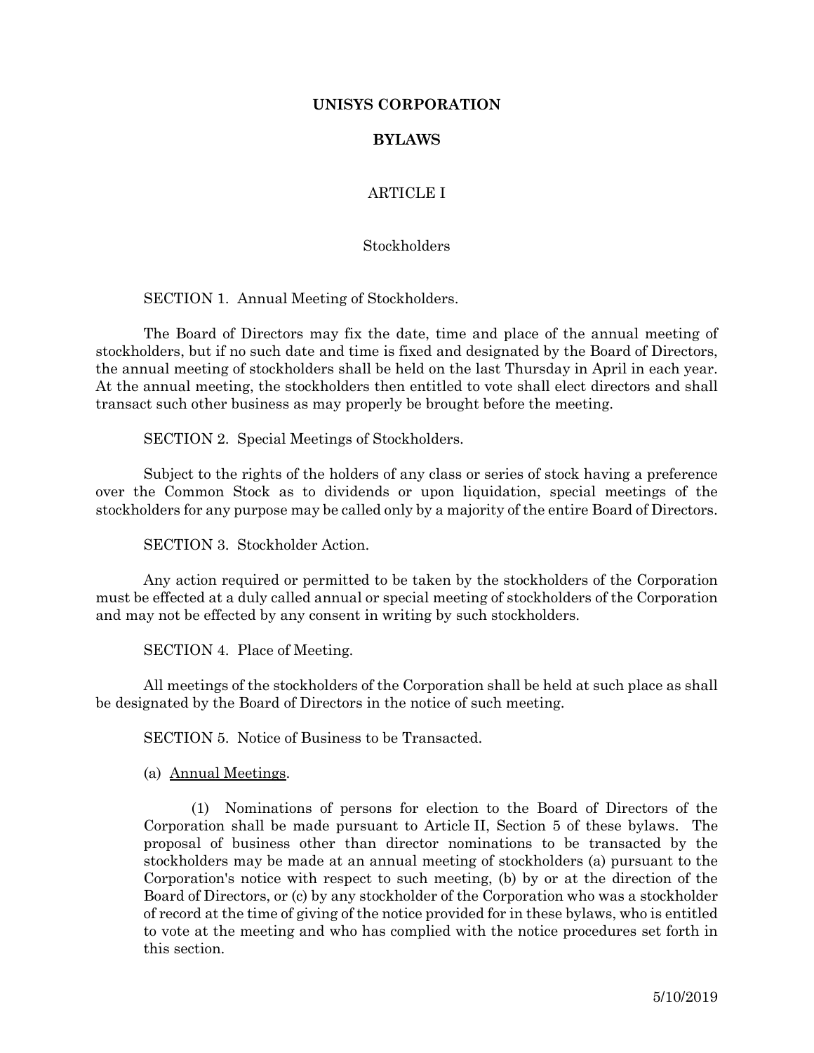# UNISYS CORPORATION

## BYLAWS

## ARTICLE I

### Stockholders

SECTION 1. Annual Meeting of Stockholders.

The Board of Directors may fix the date, time and place of the annual meeting of stockholders, but if no such date and time is fixed and designated by the Board of Directors, the annual meeting of stockholders shall be held on the last Thursday in April in each year. At the annual meeting, the stockholders then entitled to vote shall elect directors and shall transact such other business as may properly be brought before the meeting.

SECTION 2. Special Meetings of Stockholders.

Subject to the rights of the holders of any class or series of stock having a preference over the Common Stock as to dividends or upon liquidation, special meetings of the stockholders for any purpose may be called only by a majority of the entire Board of Directors.

SECTION 3. Stockholder Action.

Any action required or permitted to be taken by the stockholders of the Corporation must be effected at a duly called annual or special meeting of stockholders of the Corporation and may not be effected by any consent in writing by such stockholders.

SECTION 4. Place of Meeting.

All meetings of the stockholders of the Corporation shall be held at such place as shall be designated by the Board of Directors in the notice of such meeting.

SECTION 5. Notice of Business to be Transacted.

(a) Annual Meetings.

(1) Nominations of persons for election to the Board of Directors of the Corporation shall be made pursuant to Article II, Section 5 of these bylaws. The proposal of business other than director nominations to be transacted by the stockholders may be made at an annual meeting of stockholders (a) pursuant to the Corporation's notice with respect to such meeting, (b) by or at the direction of the Board of Directors, or (c) by any stockholder of the Corporation who was a stockholder of record at the time of giving of the notice provided for in these bylaws, who is entitled to vote at the meeting and who has complied with the notice procedures set forth in this section.

5/10/2019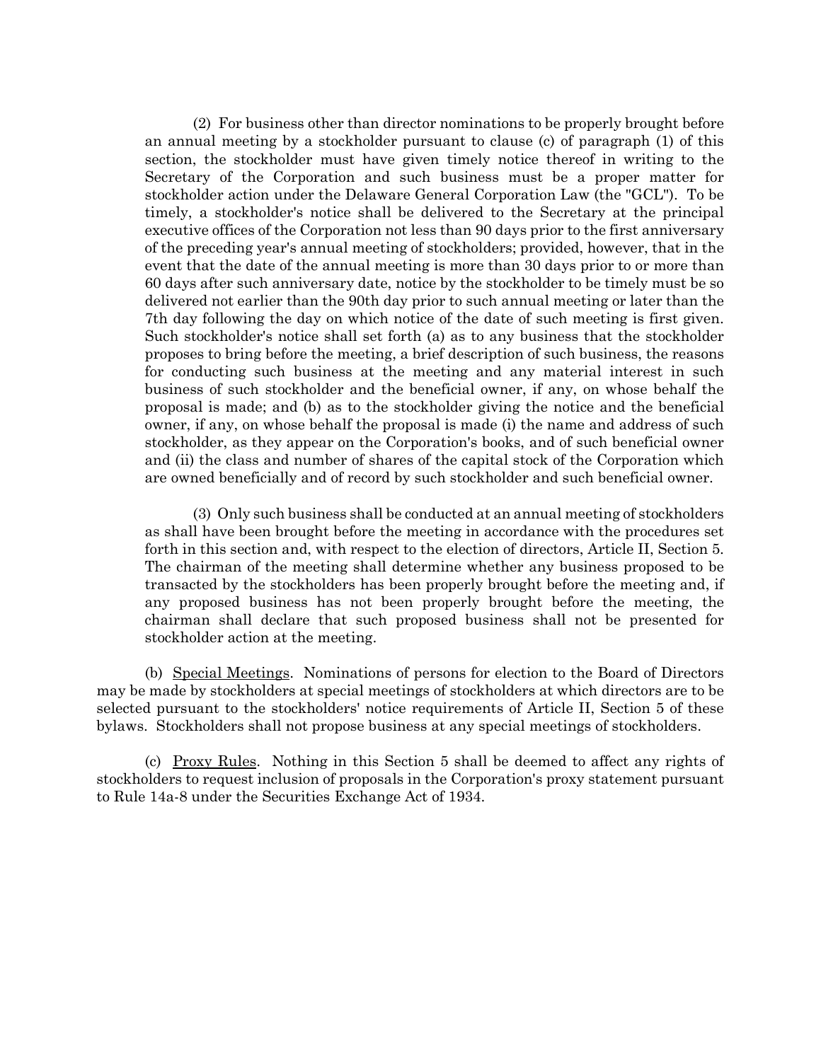(2) For business other than director nominations to be properly brought before an annual meeting by a stockholder pursuant to clause (c) of paragraph (1) of this section, the stockholder must have given timely notice thereof in writing to the Secretary of the Corporation and such business must be a proper matter for stockholder action under the Delaware General Corporation Law (the "GCL"). To be timely, a stockholder's notice shall be delivered to the Secretary at the principal executive offices of the Corporation not less than 90 days prior to the first anniversary of the preceding year's annual meeting of stockholders; provided, however, that in the event that the date of the annual meeting is more than 30 days prior to or more than 60 days after such anniversary date, notice by the stockholder to be timely must be so delivered not earlier than the 90th day prior to such annual meeting or later than the 7th day following the day on which notice of the date of such meeting is first given. Such stockholder's notice shall set forth (a) as to any business that the stockholder proposes to bring before the meeting, a brief description of such business, the reasons for conducting such business at the meeting and any material interest in such business of such stockholder and the beneficial owner, if any, on whose behalf the proposal is made; and (b) as to the stockholder giving the notice and the beneficial owner, if any, on whose behalf the proposal is made (i) the name and address of such stockholder, as they appear on the Corporation's books, and of such beneficial owner and (ii) the class and number of shares of the capital stock of the Corporation which are owned beneficially and of record by such stockholder and such beneficial owner.

(3) Only such business shall be conducted at an annual meeting of stockholders as shall have been brought before the meeting in accordance with the procedures set forth in this section and, with respect to the election of directors, Article II, Section 5. The chairman of the meeting shall determine whether any business proposed to be transacted by the stockholders has been properly brought before the meeting and, if any proposed business has not been properly brought before the meeting, the chairman shall declare that such proposed business shall not be presented for stockholder action at the meeting.

(b) Special Meetings. Nominations of persons for election to the Board of Directors may be made by stockholders at special meetings of stockholders at which directors are to be selected pursuant to the stockholders' notice requirements of Article II, Section 5 of these bylaws. Stockholders shall not propose business at any special meetings of stockholders.

(c) Proxy Rules. Nothing in this Section 5 shall be deemed to affect any rights of stockholders to request inclusion of proposals in the Corporation's proxy statement pursuant to Rule 14a-8 under the Securities Exchange Act of 1934.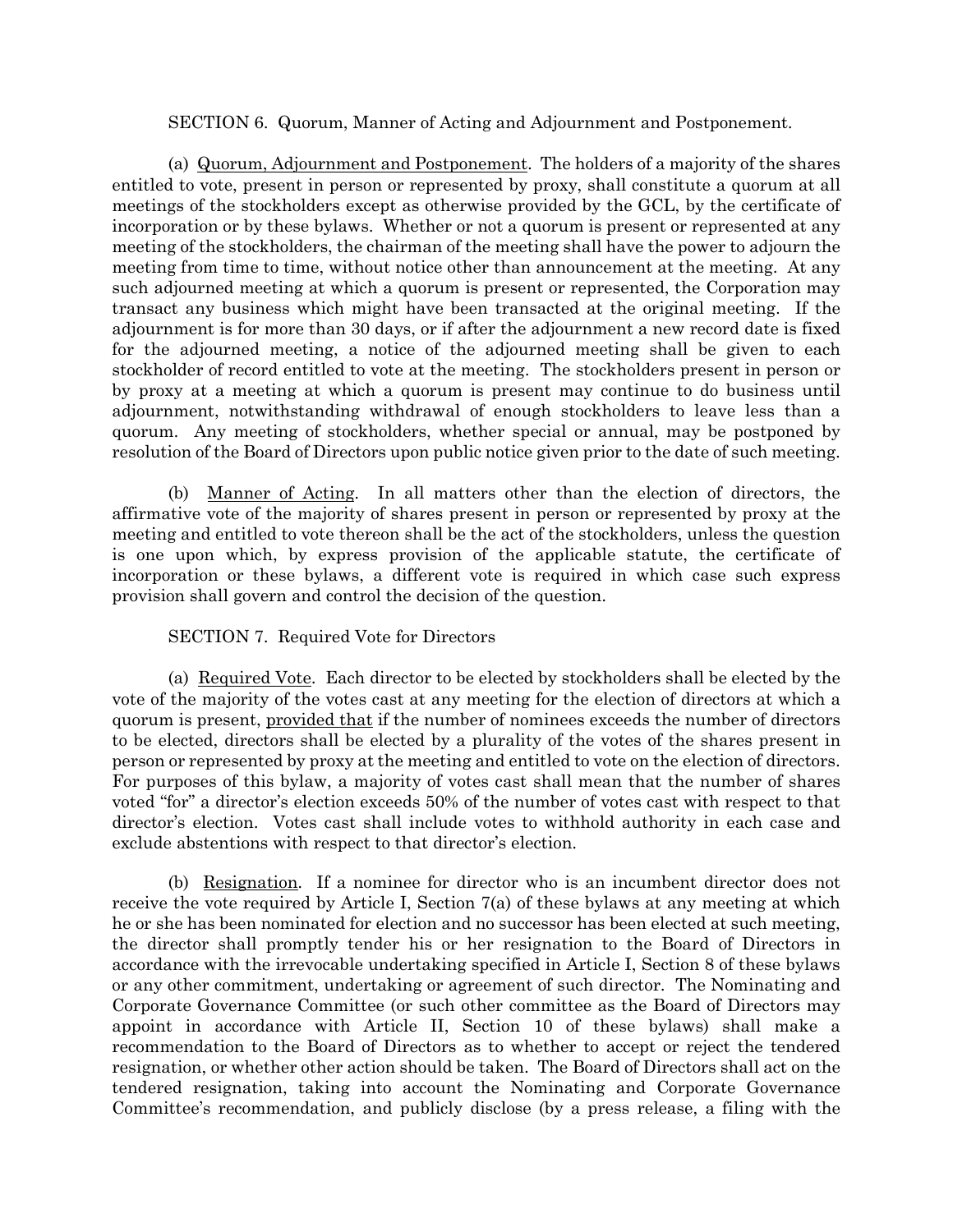SECTION 6. Quorum, Manner of Acting and Adjournment and Postponement.

(a) Quorum, Adjournment and Postponement. The holders of a majority of the shares entitled to vote, present in person or represented by proxy, shall constitute a quorum at all meetings of the stockholders except as otherwise provided by the GCL, by the certificate of incorporation or by these bylaws. Whether or not a quorum is present or represented at any meeting of the stockholders, the chairman of the meeting shall have the power to adjourn the meeting from time to time, without notice other than announcement at the meeting. At any such adjourned meeting at which a quorum is present or represented, the Corporation may transact any business which might have been transacted at the original meeting. If the adjournment is for more than 30 days, or if after the adjournment a new record date is fixed for the adjourned meeting, a notice of the adjourned meeting shall be given to each stockholder of record entitled to vote at the meeting. The stockholders present in person or by proxy at a meeting at which a quorum is present may continue to do business until adjournment, notwithstanding withdrawal of enough stockholders to leave less than a quorum. Any meeting of stockholders, whether special or annual, may be postponed by resolution of the Board of Directors upon public notice given prior to the date of such meeting.

(b) Manner of Acting. In all matters other than the election of directors, the affirmative vote of the majority of shares present in person or represented by proxy at the meeting and entitled to vote thereon shall be the act of the stockholders, unless the question is one upon which, by express provision of the applicable statute, the certificate of incorporation or these bylaws, a different vote is required in which case such express provision shall govern and control the decision of the question.

SECTION 7. Required Vote for Directors

(a) Required Vote. Each director to be elected by stockholders shall be elected by the vote of the majority of the votes cast at any meeting for the election of directors at which a quorum is present, provided that if the number of nominees exceeds the number of directors to be elected, directors shall be elected by a plurality of the votes of the shares present in person or represented by proxy at the meeting and entitled to vote on the election of directors. For purposes of this bylaw, a majority of votes cast shall mean that the number of shares voted "for" a director's election exceeds 50% of the number of votes cast with respect to that director's election. Votes cast shall include votes to withhold authority in each case and exclude abstentions with respect to that director's election.

(b) Resignation. If a nominee for director who is an incumbent director does not receive the vote required by Article I, Section 7(a) of these bylaws at any meeting at which he or she has been nominated for election and no successor has been elected at such meeting, the director shall promptly tender his or her resignation to the Board of Directors in accordance with the irrevocable undertaking specified in Article I, Section 8 of these bylaws or any other commitment, undertaking or agreement of such director. The Nominating and Corporate Governance Committee (or such other committee as the Board of Directors may appoint in accordance with Article II, Section 10 of these bylaws) shall make a recommendation to the Board of Directors as to whether to accept or reject the tendered resignation, or whether other action should be taken. The Board of Directors shall act on the tendered resignation, taking into account the Nominating and Corporate Governance Committee's recommendation, and publicly disclose (by a press release, a filing with the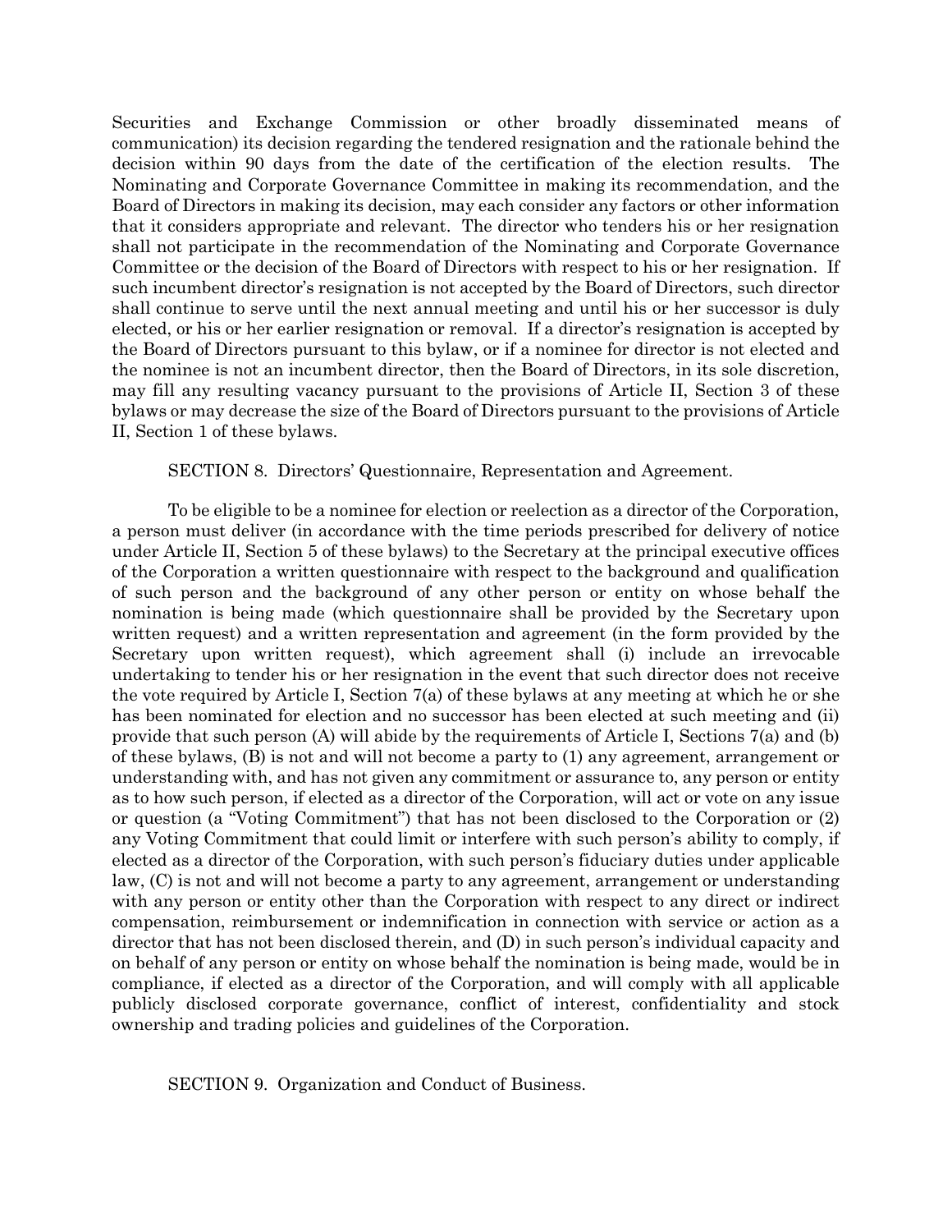Securities and Exchange Commission or other broadly disseminated means of communication) its decision regarding the tendered resignation and the rationale behind the decision within 90 days from the date of the certification of the election results. The Nominating and Corporate Governance Committee in making its recommendation, and the Board of Directors in making its decision, may each consider any factors or other information that it considers appropriate and relevant. The director who tenders his or her resignation shall not participate in the recommendation of the Nominating and Corporate Governance Committee or the decision of the Board of Directors with respect to his or her resignation. If such incumbent director's resignation is not accepted by the Board of Directors, such director shall continue to serve until the next annual meeting and until his or her successor is duly elected, or his or her earlier resignation or removal. If a director's resignation is accepted by the Board of Directors pursuant to this bylaw, or if a nominee for director is not elected and the nominee is not an incumbent director, then the Board of Directors, in its sole discretion, may fill any resulting vacancy pursuant to the provisions of Article II, Section 3 of these bylaws or may decrease the size of the Board of Directors pursuant to the provisions of Article II, Section 1 of these bylaws.

SECTION 8. Directors' Questionnaire, Representation and Agreement.

To be eligible to be a nominee for election or reelection as a director of the Corporation, a person must deliver (in accordance with the time periods prescribed for delivery of notice under Article II, Section 5 of these bylaws) to the Secretary at the principal executive offices of the Corporation a written questionnaire with respect to the background and qualification of such person and the background of any other person or entity on whose behalf the nomination is being made (which questionnaire shall be provided by the Secretary upon written request) and a written representation and agreement (in the form provided by the Secretary upon written request), which agreement shall (i) include an irrevocable undertaking to tender his or her resignation in the event that such director does not receive the vote required by Article I, Section 7(a) of these bylaws at any meeting at which he or she has been nominated for election and no successor has been elected at such meeting and (ii) provide that such person (A) will abide by the requirements of Article I, Sections 7(a) and (b) of these bylaws, (B) is not and will not become a party to (1) any agreement, arrangement or understanding with, and has not given any commitment or assurance to, any person or entity as to how such person, if elected as a director of the Corporation, will act or vote on any issue or question (a "Voting Commitment") that has not been disclosed to the Corporation or (2) any Voting Commitment that could limit or interfere with such person's ability to comply, if elected as a director of the Corporation, with such person's fiduciary duties under applicable law, (C) is not and will not become a party to any agreement, arrangement or understanding with any person or entity other than the Corporation with respect to any direct or indirect compensation, reimbursement or indemnification in connection with service or action as a director that has not been disclosed therein, and (D) in such person's individual capacity and on behalf of any person or entity on whose behalf the nomination is being made, would be in compliance, if elected as a director of the Corporation, and will comply with all applicable publicly disclosed corporate governance, conflict of interest, confidentiality and stock ownership and trading policies and guidelines of the Corporation.

SECTION 9. Organization and Conduct of Business.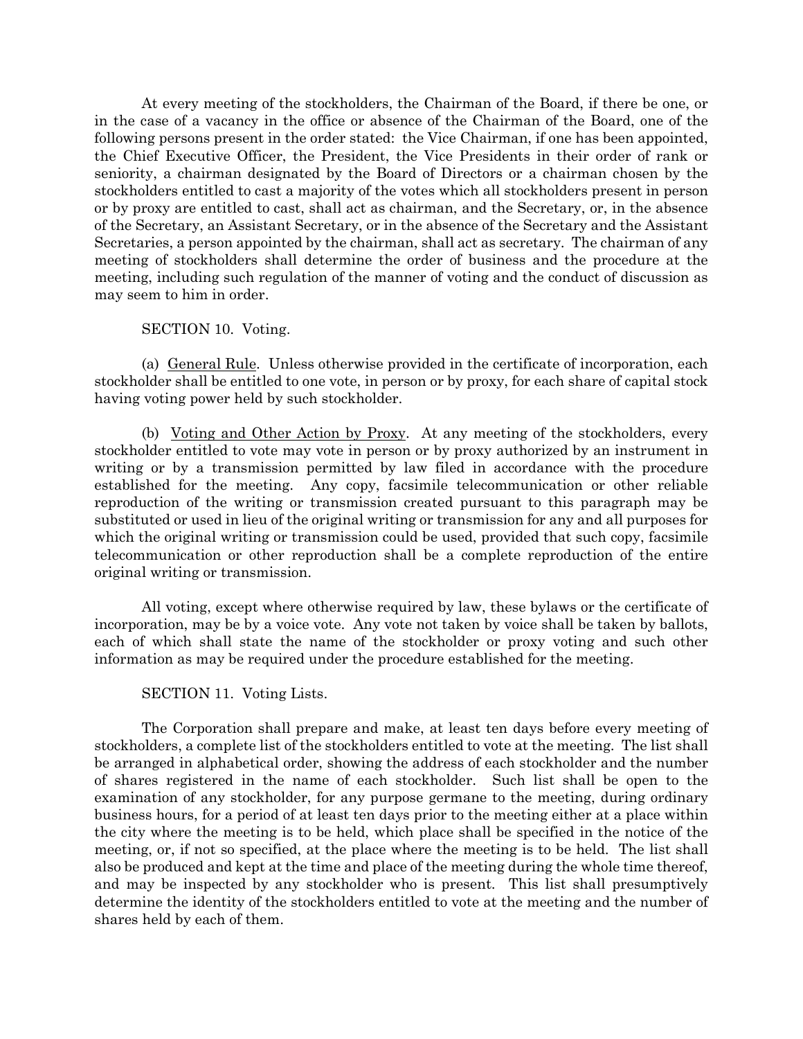At every meeting of the stockholders, the Chairman of the Board, if there be one, or in the case of a vacancy in the office or absence of the Chairman of the Board, one of the following persons present in the order stated: the Vice Chairman, if one has been appointed, the Chief Executive Officer, the President, the Vice Presidents in their order of rank or seniority, a chairman designated by the Board of Directors or a chairman chosen by the stockholders entitled to cast a majority of the votes which all stockholders present in person or by proxy are entitled to cast, shall act as chairman, and the Secretary, or, in the absence of the Secretary, an Assistant Secretary, or in the absence of the Secretary and the Assistant Secretaries, a person appointed by the chairman, shall act as secretary. The chairman of any meeting of stockholders shall determine the order of business and the procedure at the meeting, including such regulation of the manner of voting and the conduct of discussion as may seem to him in order.

SECTION 10. Voting.

(a) General Rule. Unless otherwise provided in the certificate of incorporation, each stockholder shall be entitled to one vote, in person or by proxy, for each share of capital stock having voting power held by such stockholder.

(b) Voting and Other Action by Proxy. At any meeting of the stockholders, every stockholder entitled to vote may vote in person or by proxy authorized by an instrument in writing or by a transmission permitted by law filed in accordance with the procedure established for the meeting. Any copy, facsimile telecommunication or other reliable reproduction of the writing or transmission created pursuant to this paragraph may be substituted or used in lieu of the original writing or transmission for any and all purposes for which the original writing or transmission could be used, provided that such copy, facsimile telecommunication or other reproduction shall be a complete reproduction of the entire original writing or transmission.

All voting, except where otherwise required by law, these bylaws or the certificate of incorporation, may be by a voice vote. Any vote not taken by voice shall be taken by ballots, each of which shall state the name of the stockholder or proxy voting and such other information as may be required under the procedure established for the meeting.

SECTION 11. Voting Lists.

The Corporation shall prepare and make, at least ten days before every meeting of stockholders, a complete list of the stockholders entitled to vote at the meeting. The list shall be arranged in alphabetical order, showing the address of each stockholder and the number of shares registered in the name of each stockholder. Such list shall be open to the examination of any stockholder, for any purpose germane to the meeting, during ordinary business hours, for a period of at least ten days prior to the meeting either at a place within the city where the meeting is to be held, which place shall be specified in the notice of the meeting, or, if not so specified, at the place where the meeting is to be held. The list shall also be produced and kept at the time and place of the meeting during the whole time thereof, and may be inspected by any stockholder who is present. This list shall presumptively determine the identity of the stockholders entitled to vote at the meeting and the number of shares held by each of them.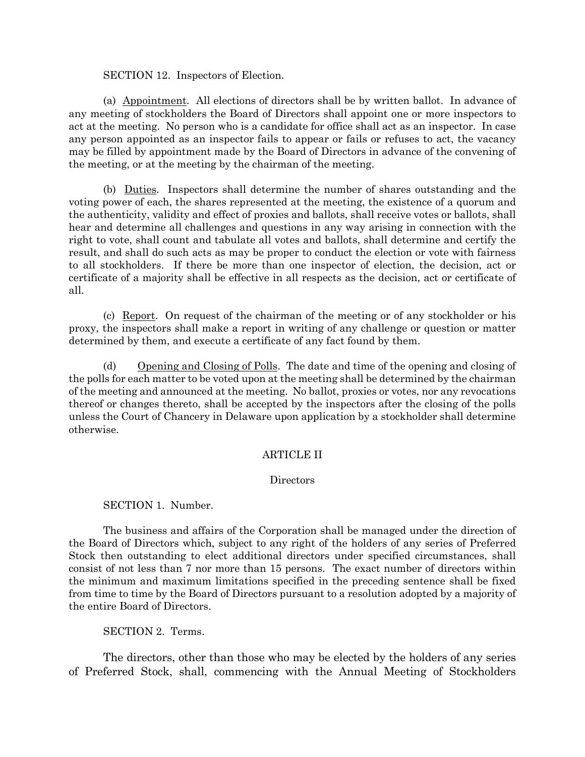SECTION 12. Inspectors of Election.

(a) Appointment. All elections of directors shall be by written ballot. In advance of any meeting of stockholders the Board of Directors shall appoint one or more inspectors to act at the meeting. No person who is a candidate for office shall act as an inspector. In case any person appointed as an inspector fails to appear or fails or refuses to act, the vacancy may be filled by appointment made by the Board of Directors in advance of the convening of the meeting, or at the meeting by the chairman of the meeting.

(b) Duties. Inspectors shall determine the number of shares outstanding and the voting power of each, the shares represented at the meeting, the existence of a quorum and the authenticity, validity and effect of proxies and ballots, shall receive votes or ballots, shall hear and determine all challenges and questions in any way arising in connection with the right to vote, shall count and tabulate all votes and ballots, shall determine and certify the result, and shall do such acts as may be proper to conduct the election or vote with fairness to all stockholders. If there be more than one inspector of election, the decision, act or certificate of a majority shall be effective in all respects as the decision, act or certificate of all.

(c) Report. On request of the chairman of the meeting or of any stockholder or his proxy, the inspectors shall make a report in writing of any challenge or question or matter determined by them, and execute a certificate of any fact found by them.

(d) Opening and Closing of Polls. The date and time of the opening and closing of the polls for each matter to be voted upon at the meeting shall be determined by the chairman of the meeting and announced at the meeting. No ballot, proxies or votes, nor any revocations thereof or changes thereto, shall be accepted by the inspectors after the closing of the polls unless the Court of Chancery in Delaware upon application by a stockholder shall determine otherwise.

## ARTICLE II

### Directors

SECTION 1. Number.

The business and affairs of the Corporation shall be managed under the direction of the Board of Directors which, subject to any right of the holders of any series of Preferred Stock then outstanding to elect additional directors under specified circumstances, shall consist of not less than 7 nor more than 15 persons. The exact number of directors within the minimum and maximum limitations specified in the preceding sentence shall be fixed from time to time by the Board of Directors pursuant to a resolution adopted by a majority of the entire Board of Directors.

SECTION 2. Terms.

The directors, other than those who may be elected by the holders of any series of Preferred Stock, shall, commencing with the Annual Meeting of Stockholders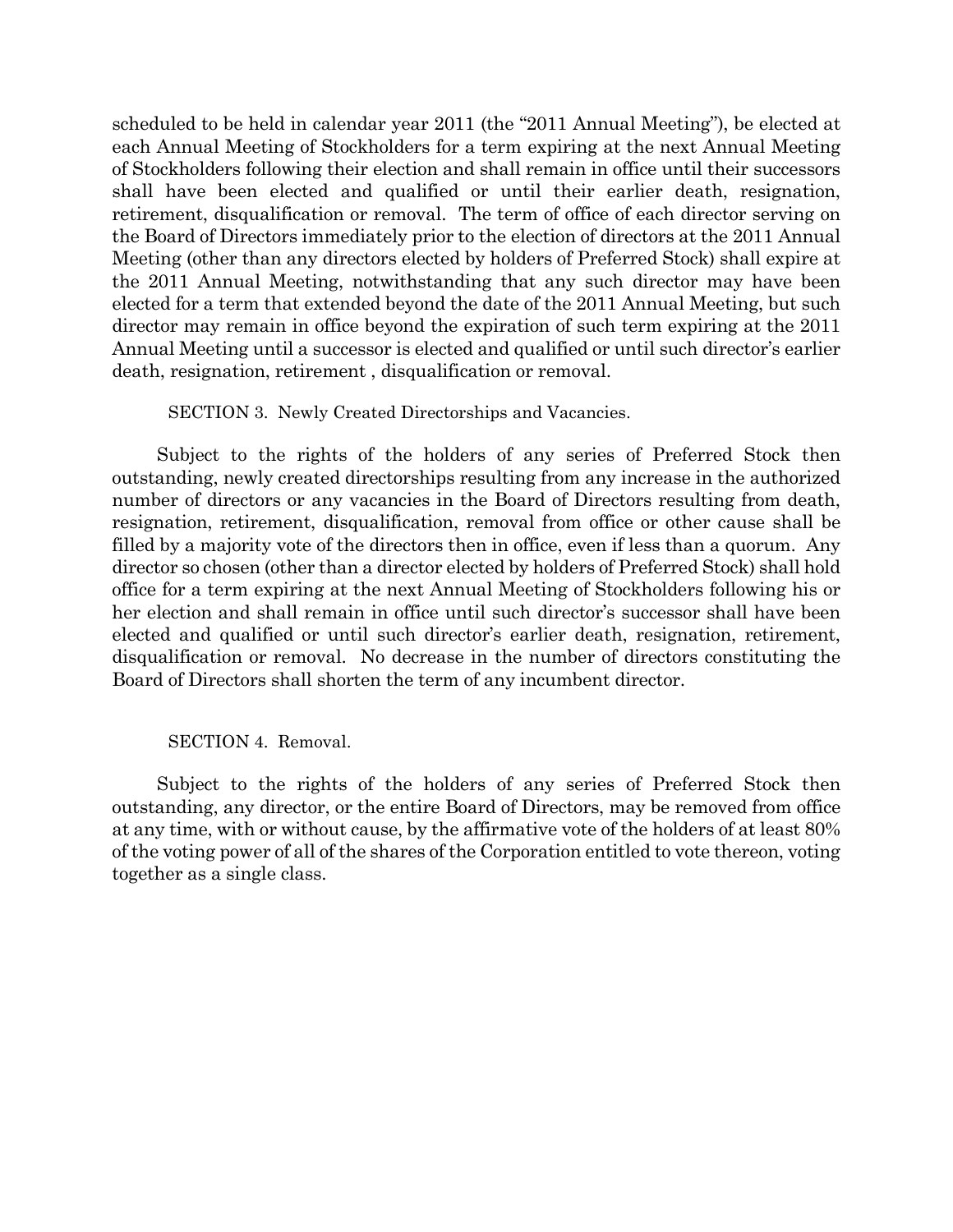scheduled to be held in calendar year 2011 (the "2011 Annual Meeting"), be elected at each Annual Meeting of Stockholders for a term expiring at the next Annual Meeting of Stockholders following their election and shall remain in office until their successors shall have been elected and qualified or until their earlier death, resignation, retirement, disqualification or removal. The term of office of each director serving on the Board of Directors immediately prior to the election of directors at the 2011 Annual Meeting (other than any directors elected by holders of Preferred Stock) shall expire at the 2011 Annual Meeting, notwithstanding that any such director may have been elected for a term that extended beyond the date of the 2011 Annual Meeting, but such director may remain in office beyond the expiration of such term expiring at the 2011 Annual Meeting until a successor is elected and qualified or until such director's earlier death, resignation, retirement , disqualification or removal.

SECTION 3. Newly Created Directorships and Vacancies.

Subject to the rights of the holders of any series of Preferred Stock then outstanding, newly created directorships resulting from any increase in the authorized number of directors or any vacancies in the Board of Directors resulting from death, resignation, retirement, disqualification, removal from office or other cause shall be filled by a majority vote of the directors then in office, even if less than a quorum. Any director so chosen (other than a director elected by holders of Preferred Stock) shall hold office for a term expiring at the next Annual Meeting of Stockholders following his or her election and shall remain in office until such director's successor shall have been elected and qualified or until such director's earlier death, resignation, retirement, disqualification or removal. No decrease in the number of directors constituting the Board of Directors shall shorten the term of any incumbent director.

SECTION 4. Removal.

Subject to the rights of the holders of any series of Preferred Stock then outstanding, any director, or the entire Board of Directors, may be removed from office at any time, with or without cause, by the affirmative vote of the holders of at least 80% of the voting power of all of the shares of the Corporation entitled to vote thereon, voting together as a single class.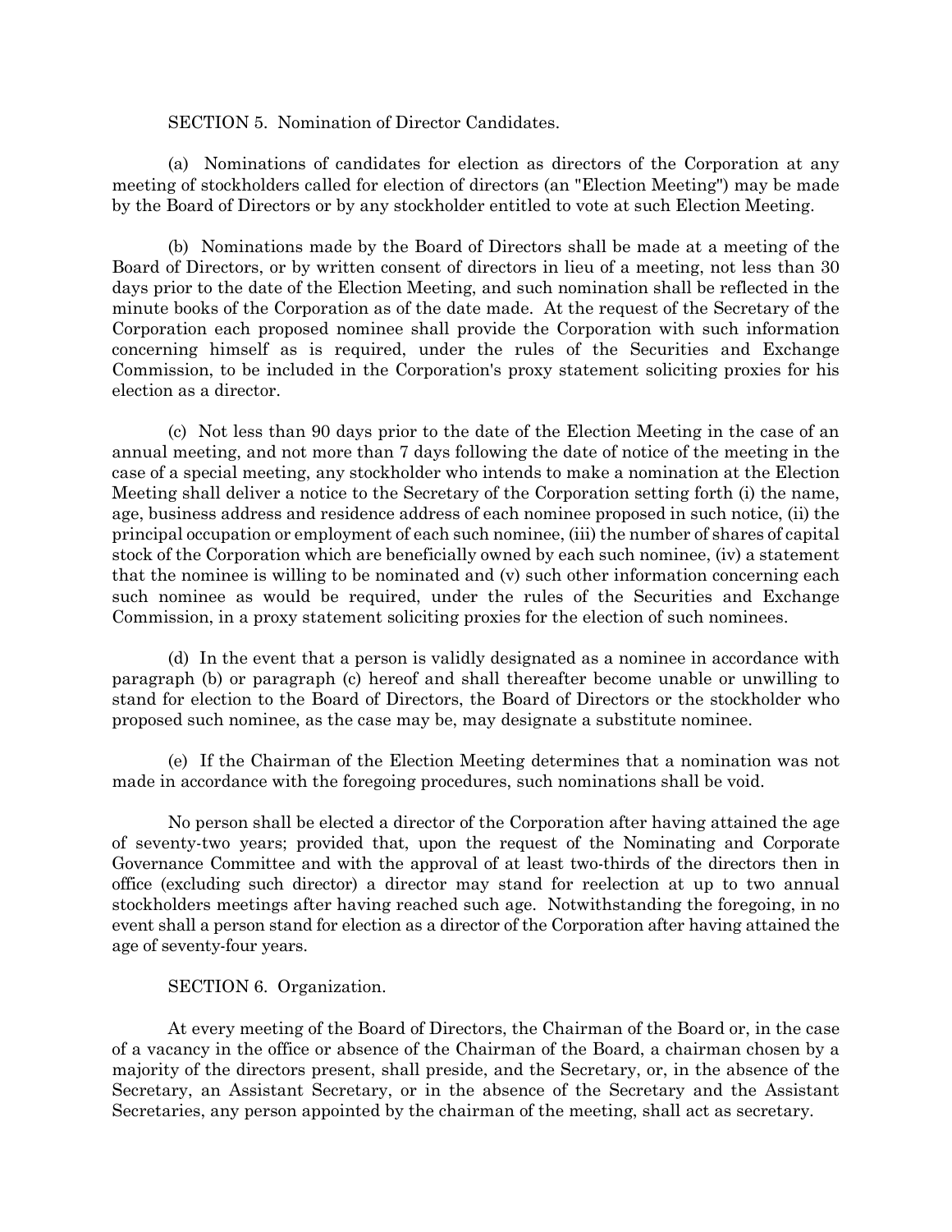SECTION 5. Nomination of Director Candidates.

(a) Nominations of candidates for election as directors of the Corporation at any meeting of stockholders called for election of directors (an "Election Meeting") may be made by the Board of Directors or by any stockholder entitled to vote at such Election Meeting.

(b) Nominations made by the Board of Directors shall be made at a meeting of the Board of Directors, or by written consent of directors in lieu of a meeting, not less than 30 days prior to the date of the Election Meeting, and such nomination shall be reflected in the minute books of the Corporation as of the date made. At the request of the Secretary of the Corporation each proposed nominee shall provide the Corporation with such information concerning himself as is required, under the rules of the Securities and Exchange Commission, to be included in the Corporation's proxy statement soliciting proxies for his election as a director.

(c) Not less than 90 days prior to the date of the Election Meeting in the case of an annual meeting, and not more than 7 days following the date of notice of the meeting in the case of a special meeting, any stockholder who intends to make a nomination at the Election Meeting shall deliver a notice to the Secretary of the Corporation setting forth (i) the name, age, business address and residence address of each nominee proposed in such notice, (ii) the principal occupation or employment of each such nominee, (iii) the number of shares of capital stock of the Corporation which are beneficially owned by each such nominee, (iv) a statement that the nominee is willing to be nominated and (v) such other information concerning each such nominee as would be required, under the rules of the Securities and Exchange Commission, in a proxy statement soliciting proxies for the election of such nominees.

(d) In the event that a person is validly designated as a nominee in accordance with paragraph (b) or paragraph (c) hereof and shall thereafter become unable or unwilling to stand for election to the Board of Directors, the Board of Directors or the stockholder who proposed such nominee, as the case may be, may designate a substitute nominee.

(e) If the Chairman of the Election Meeting determines that a nomination was not made in accordance with the foregoing procedures, such nominations shall be void.

No person shall be elected a director of the Corporation after having attained the age of seventy-two years; provided that, upon the request of the Nominating and Corporate Governance Committee and with the approval of at least two-thirds of the directors then in office (excluding such director) a director may stand for reelection at up to two annual stockholders meetings after having reached such age. Notwithstanding the foregoing, in no event shall a person stand for election as a director of the Corporation after having attained the age of seventy-four years.

SECTION 6. Organization.

At every meeting of the Board of Directors, the Chairman of the Board or, in the case of a vacancy in the office or absence of the Chairman of the Board, a chairman chosen by a majority of the directors present, shall preside, and the Secretary, or, in the absence of the Secretary, an Assistant Secretary, or in the absence of the Secretary and the Assistant Secretaries, any person appointed by the chairman of the meeting, shall act as secretary.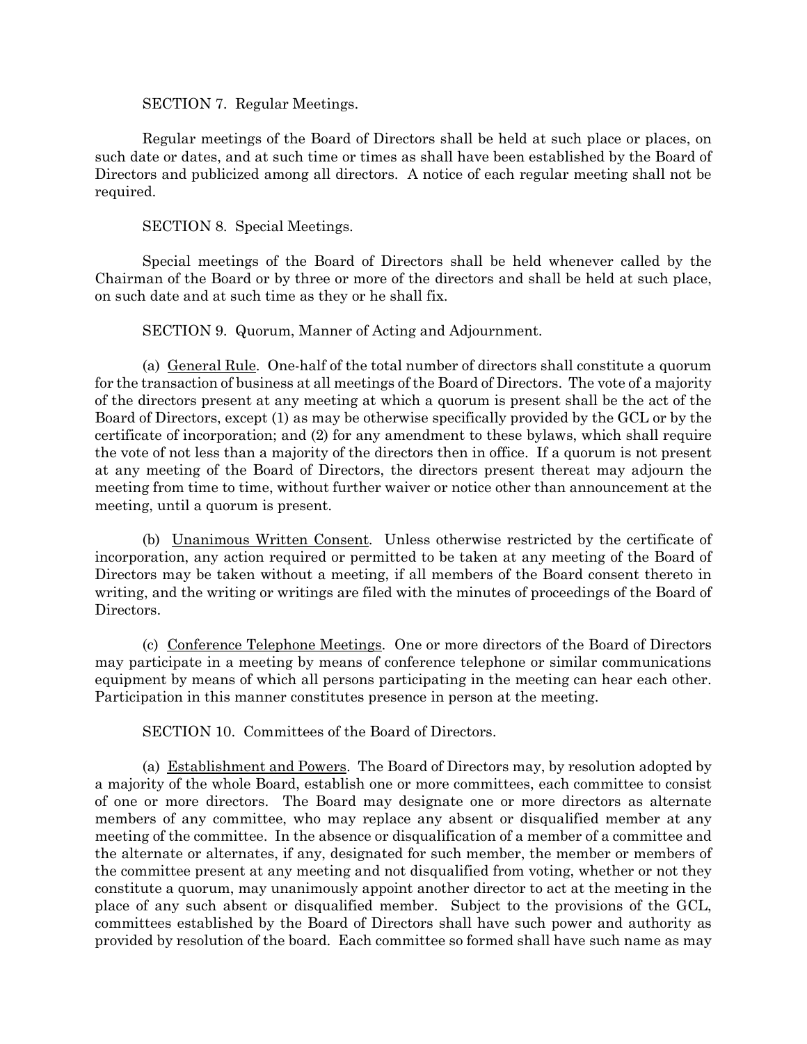SECTION 7. Regular Meetings.

Regular meetings of the Board of Directors shall be held at such place or places, on such date or dates, and at such time or times as shall have been established by the Board of Directors and publicized among all directors. A notice of each regular meeting shall not be required.

SECTION 8. Special Meetings.

Special meetings of the Board of Directors shall be held whenever called by the Chairman of the Board or by three or more of the directors and shall be held at such place, on such date and at such time as they or he shall fix.

SECTION 9. Quorum, Manner of Acting and Adjournment.

(a) General Rule. One-half of the total number of directors shall constitute a quorum for the transaction of business at all meetings of the Board of Directors. The vote of a majority of the directors present at any meeting at which a quorum is present shall be the act of the Board of Directors, except (1) as may be otherwise specifically provided by the GCL or by the certificate of incorporation; and (2) for any amendment to these bylaws, which shall require the vote of not less than a majority of the directors then in office. If a quorum is not present at any meeting of the Board of Directors, the directors present thereat may adjourn the meeting from time to time, without further waiver or notice other than announcement at the meeting, until a quorum is present.

(b) Unanimous Written Consent. Unless otherwise restricted by the certificate of incorporation, any action required or permitted to be taken at any meeting of the Board of Directors may be taken without a meeting, if all members of the Board consent thereto in writing, and the writing or writings are filed with the minutes of proceedings of the Board of Directors.

(c) Conference Telephone Meetings. One or more directors of the Board of Directors may participate in a meeting by means of conference telephone or similar communications equipment by means of which all persons participating in the meeting can hear each other. Participation in this manner constitutes presence in person at the meeting.

SECTION 10. Committees of the Board of Directors.

(a) Establishment and Powers. The Board of Directors may, by resolution adopted by a majority of the whole Board, establish one or more committees, each committee to consist of one or more directors. The Board may designate one or more directors as alternate members of any committee, who may replace any absent or disqualified member at any meeting of the committee. In the absence or disqualification of a member of a committee and the alternate or alternates, if any, designated for such member, the member or members of the committee present at any meeting and not disqualified from voting, whether or not they constitute a quorum, may unanimously appoint another director to act at the meeting in the place of any such absent or disqualified member. Subject to the provisions of the GCL, committees established by the Board of Directors shall have such power and authority as provided by resolution of the board. Each committee so formed shall have such name as may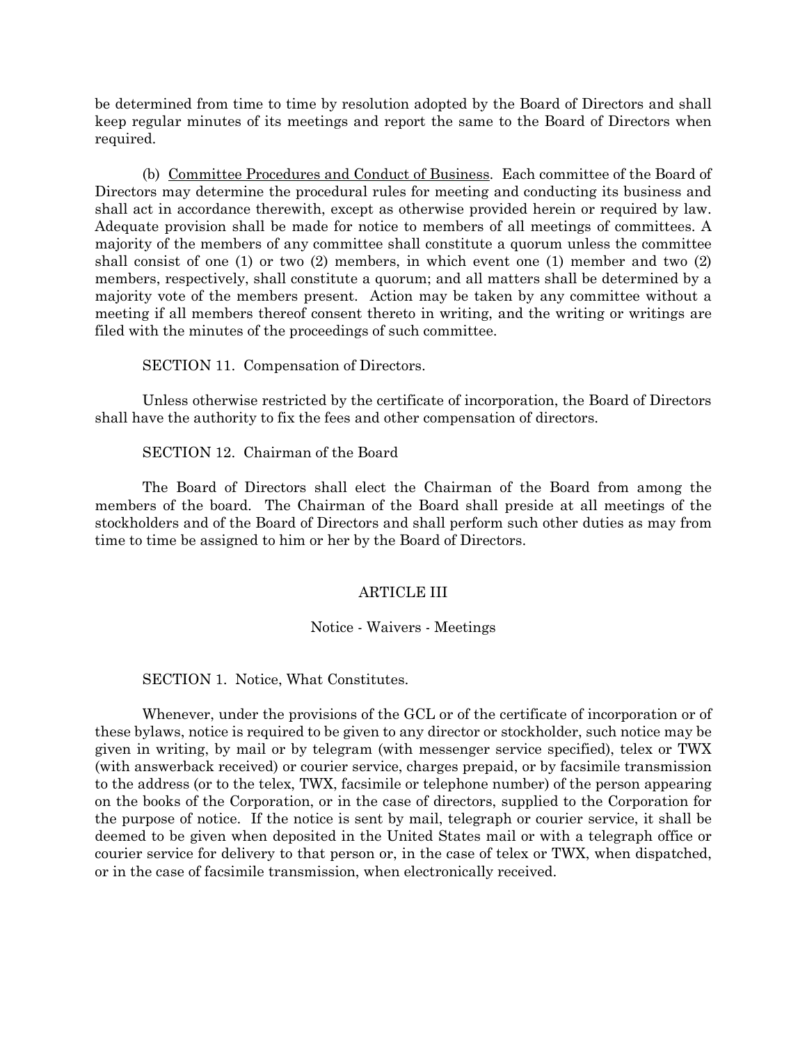be determined from time to time by resolution adopted by the Board of Directors and shall keep regular minutes of its meetings and report the same to the Board of Directors when required.

(b) Committee Procedures and Conduct of Business. Each committee of the Board of Directors may determine the procedural rules for meeting and conducting its business and shall act in accordance therewith, except as otherwise provided herein or required by law. Adequate provision shall be made for notice to members of all meetings of committees. A majority of the members of any committee shall constitute a quorum unless the committee shall consist of one (1) or two (2) members, in which event one (1) member and two (2) members, respectively, shall constitute a quorum; and all matters shall be determined by a majority vote of the members present. Action may be taken by any committee without a meeting if all members thereof consent thereto in writing, and the writing or writings are filed with the minutes of the proceedings of such committee.

SECTION 11. Compensation of Directors.

Unless otherwise restricted by the certificate of incorporation, the Board of Directors shall have the authority to fix the fees and other compensation of directors.

SECTION 12. Chairman of the Board

The Board of Directors shall elect the Chairman of the Board from among the members of the board. The Chairman of the Board shall preside at all meetings of the stockholders and of the Board of Directors and shall perform such other duties as may from time to time be assigned to him or her by the Board of Directors.

## ARTICLE III

### Notice - Waivers - Meetings

SECTION 1. Notice, What Constitutes.

Whenever, under the provisions of the GCL or of the certificate of incorporation or of these bylaws, notice is required to be given to any director or stockholder, such notice may be given in writing, by mail or by telegram (with messenger service specified), telex or TWX (with answerback received) or courier service, charges prepaid, or by facsimile transmission to the address (or to the telex, TWX, facsimile or telephone number) of the person appearing on the books of the Corporation, or in the case of directors, supplied to the Corporation for the purpose of notice. If the notice is sent by mail, telegraph or courier service, it shall be deemed to be given when deposited in the United States mail or with a telegraph office or courier service for delivery to that person or, in the case of telex or TWX, when dispatched, or in the case of facsimile transmission, when electronically received.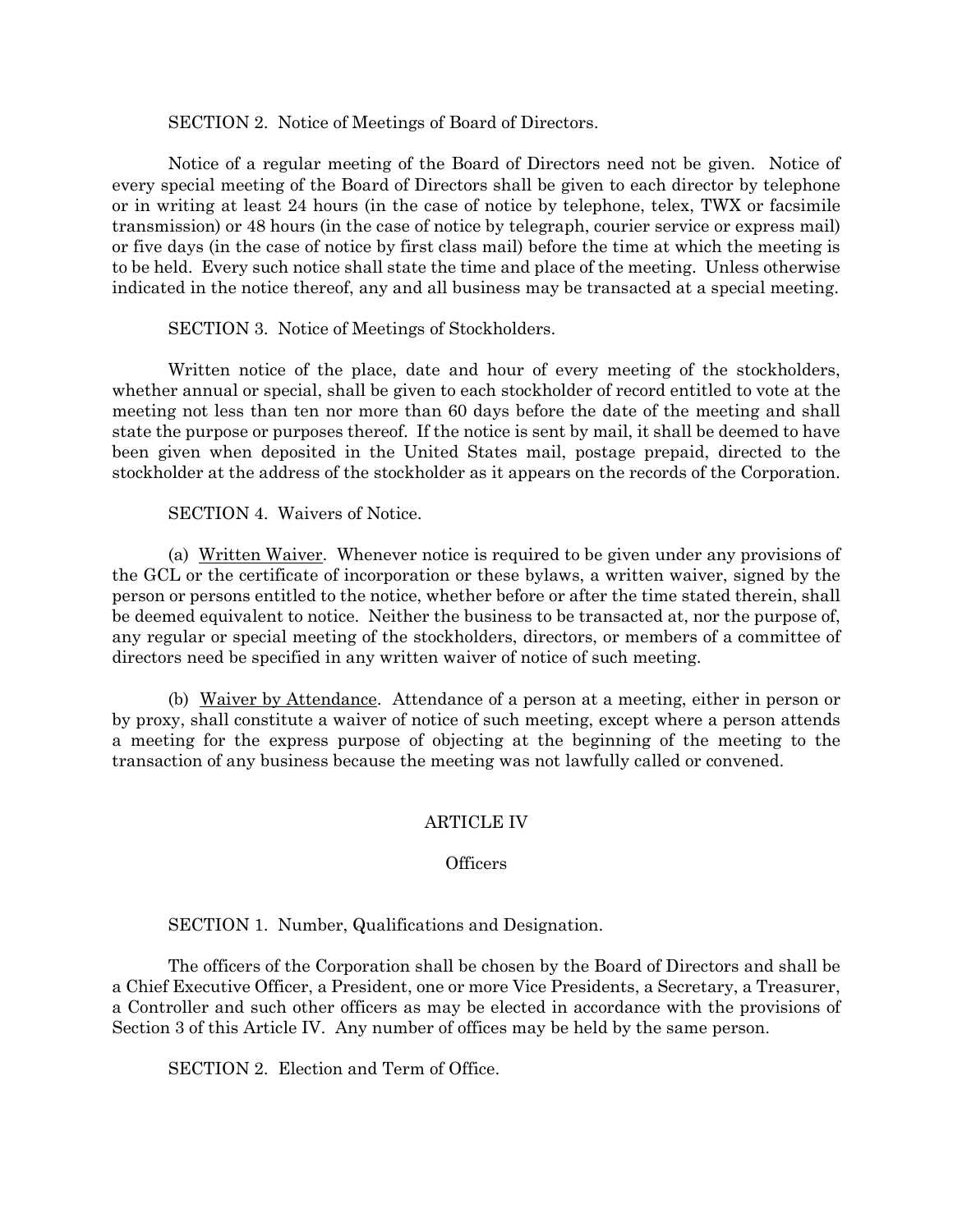SECTION 2. Notice of Meetings of Board of Directors.

Notice of a regular meeting of the Board of Directors need not be given. Notice of every special meeting of the Board of Directors shall be given to each director by telephone or in writing at least 24 hours (in the case of notice by telephone, telex, TWX or facsimile transmission) or 48 hours (in the case of notice by telegraph, courier service or express mail) or five days (in the case of notice by first class mail) before the time at which the meeting is to be held. Every such notice shall state the time and place of the meeting. Unless otherwise indicated in the notice thereof, any and all business may be transacted at a special meeting.

SECTION 3. Notice of Meetings of Stockholders.

Written notice of the place, date and hour of every meeting of the stockholders, whether annual or special, shall be given to each stockholder of record entitled to vote at the meeting not less than ten nor more than 60 days before the date of the meeting and shall state the purpose or purposes thereof. If the notice is sent by mail, it shall be deemed to have been given when deposited in the United States mail, postage prepaid, directed to the stockholder at the address of the stockholder as it appears on the records of the Corporation.

SECTION 4. Waivers of Notice.

(a) Written Waiver. Whenever notice is required to be given under any provisions of the GCL or the certificate of incorporation or these bylaws, a written waiver, signed by the person or persons entitled to the notice, whether before or after the time stated therein, shall be deemed equivalent to notice. Neither the business to be transacted at, nor the purpose of, any regular or special meeting of the stockholders, directors, or members of a committee of directors need be specified in any written waiver of notice of such meeting.

(b) Waiver by Attendance. Attendance of a person at a meeting, either in person or by proxy, shall constitute a waiver of notice of such meeting, except where a person attends a meeting for the express purpose of objecting at the beginning of the meeting to the transaction of any business because the meeting was not lawfully called or convened.

## ARTICLE IV

## Officers

SECTION 1. Number, Qualifications and Designation.

The officers of the Corporation shall be chosen by the Board of Directors and shall be a Chief Executive Officer, a President, one or more Vice Presidents, a Secretary, a Treasurer, a Controller and such other officers as may be elected in accordance with the provisions of Section 3 of this Article IV. Any number of offices may be held by the same person.

SECTION 2. Election and Term of Office.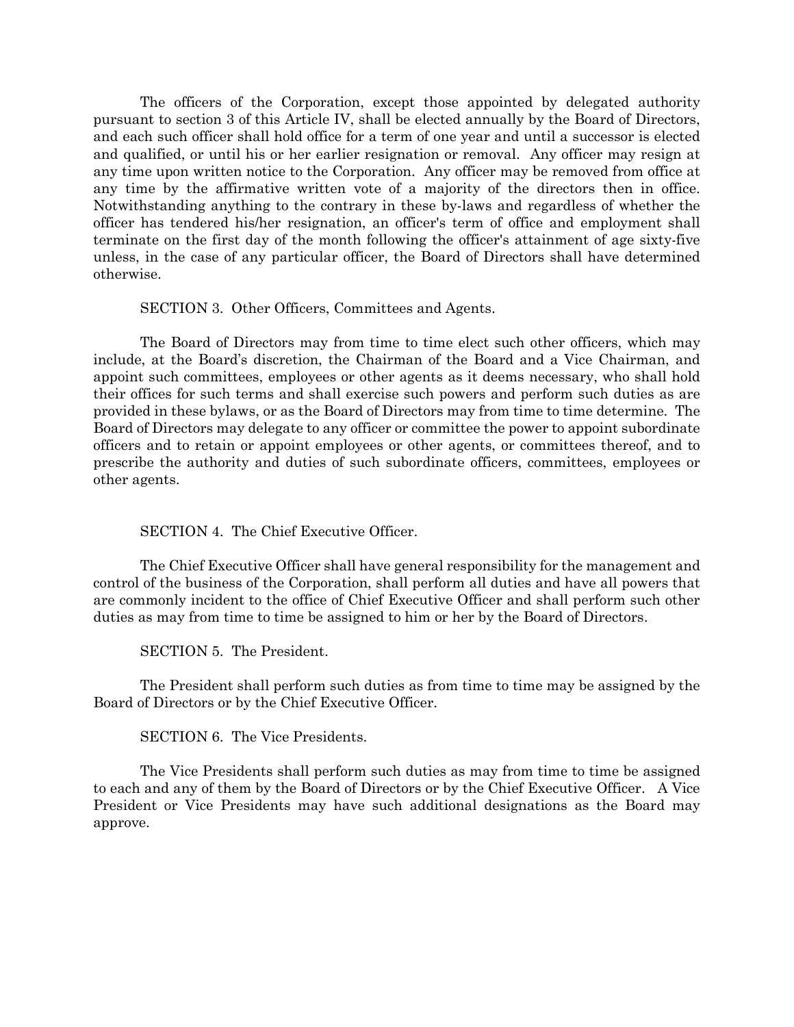The officers of the Corporation, except those appointed by delegated authority pursuant to section 3 of this Article IV, shall be elected annually by the Board of Directors, and each such officer shall hold office for a term of one year and until a successor is elected and qualified, or until his or her earlier resignation or removal. Any officer may resign at any time upon written notice to the Corporation. Any officer may be removed from office at any time by the affirmative written vote of a majority of the directors then in office. Notwithstanding anything to the contrary in these by-laws and regardless of whether the officer has tendered his/her resignation, an officer's term of office and employment shall terminate on the first day of the month following the officer's attainment of age sixty-five unless, in the case of any particular officer, the Board of Directors shall have determined otherwise.

SECTION 3. Other Officers, Committees and Agents.

The Board of Directors may from time to time elect such other officers, which may include, at the Board's discretion, the Chairman of the Board and a Vice Chairman, and appoint such committees, employees or other agents as it deems necessary, who shall hold their offices for such terms and shall exercise such powers and perform such duties as are provided in these bylaws, or as the Board of Directors may from time to time determine. The Board of Directors may delegate to any officer or committee the power to appoint subordinate officers and to retain or appoint employees or other agents, or committees thereof, and to prescribe the authority and duties of such subordinate officers, committees, employees or other agents.

SECTION 4. The Chief Executive Officer.

The Chief Executive Officer shall have general responsibility for the management and control of the business of the Corporation, shall perform all duties and have all powers that are commonly incident to the office of Chief Executive Officer and shall perform such other duties as may from time to time be assigned to him or her by the Board of Directors.

SECTION 5. The President.

The President shall perform such duties as from time to time may be assigned by the Board of Directors or by the Chief Executive Officer.

SECTION 6. The Vice Presidents.

The Vice Presidents shall perform such duties as may from time to time be assigned to each and any of them by the Board of Directors or by the Chief Executive Officer. A Vice President or Vice Presidents may have such additional designations as the Board may approve.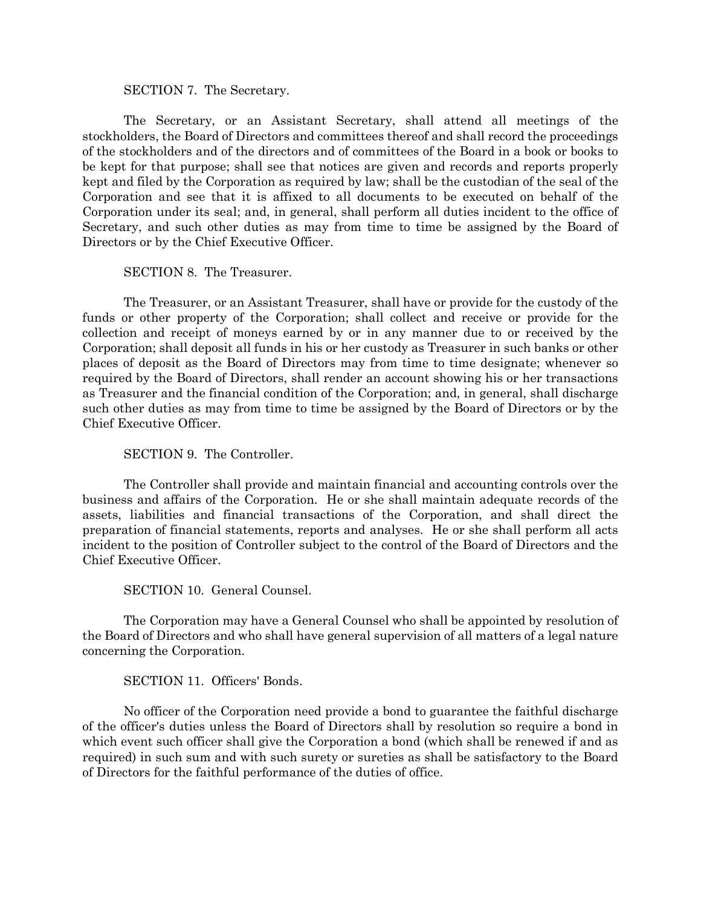SECTION 7. The Secretary.

The Secretary, or an Assistant Secretary, shall attend all meetings of the stockholders, the Board of Directors and committees thereof and shall record the proceedings of the stockholders and of the directors and of committees of the Board in a book or books to be kept for that purpose; shall see that notices are given and records and reports properly kept and filed by the Corporation as required by law; shall be the custodian of the seal of the Corporation and see that it is affixed to all documents to be executed on behalf of the Corporation under its seal; and, in general, shall perform all duties incident to the office of Secretary, and such other duties as may from time to time be assigned by the Board of Directors or by the Chief Executive Officer.

SECTION 8. The Treasurer.

The Treasurer, or an Assistant Treasurer, shall have or provide for the custody of the funds or other property of the Corporation; shall collect and receive or provide for the collection and receipt of moneys earned by or in any manner due to or received by the Corporation; shall deposit all funds in his or her custody as Treasurer in such banks or other places of deposit as the Board of Directors may from time to time designate; whenever so required by the Board of Directors, shall render an account showing his or her transactions as Treasurer and the financial condition of the Corporation; and, in general, shall discharge such other duties as may from time to time be assigned by the Board of Directors or by the Chief Executive Officer.

SECTION 9. The Controller.

The Controller shall provide and maintain financial and accounting controls over the business and affairs of the Corporation. He or she shall maintain adequate records of the assets, liabilities and financial transactions of the Corporation, and shall direct the preparation of financial statements, reports and analyses. He or she shall perform all acts incident to the position of Controller subject to the control of the Board of Directors and the Chief Executive Officer.

SECTION 10. General Counsel.

The Corporation may have a General Counsel who shall be appointed by resolution of the Board of Directors and who shall have general supervision of all matters of a legal nature concerning the Corporation.

SECTION 11. Officers' Bonds.

No officer of the Corporation need provide a bond to guarantee the faithful discharge of the officer's duties unless the Board of Directors shall by resolution so require a bond in which event such officer shall give the Corporation a bond (which shall be renewed if and as required) in such sum and with such surety or sureties as shall be satisfactory to the Board of Directors for the faithful performance of the duties of office.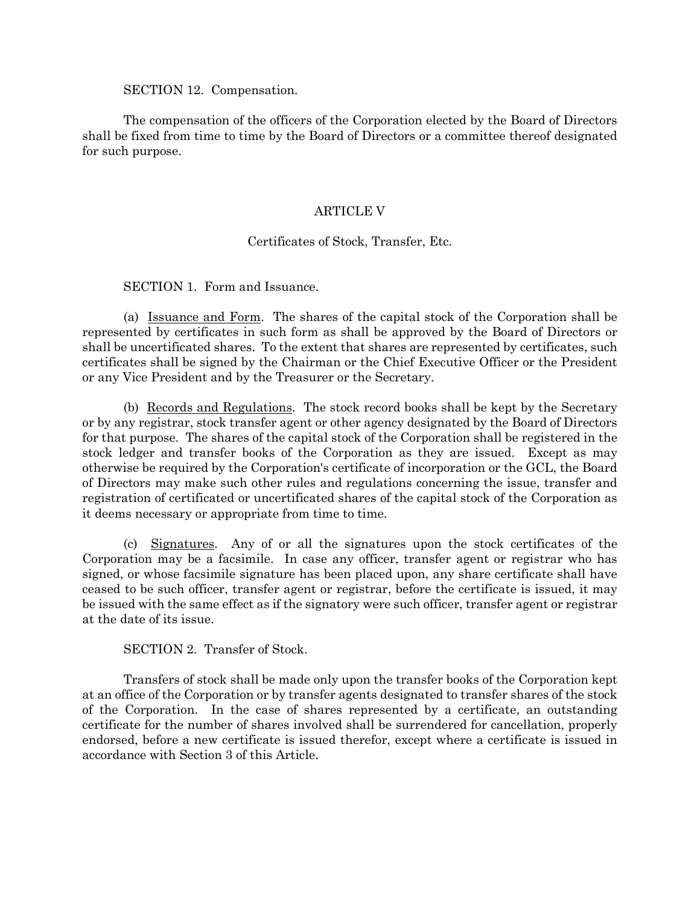SECTION 12. Compensation.

The compensation of the officers of the Corporation elected by the Board of Directors shall be fixed from time to time by the Board of Directors or a committee thereof designated for such purpose.

## ARTICLE V

### Certificates of Stock, Transfer, Etc.

SECTION 1. Form and Issuance.

(a) Issuance and Form. The shares of the capital stock of the Corporation shall be represented by certificates in such form as shall be approved by the Board of Directors or shall be uncertificated shares. To the extent that shares are represented by certificates, such certificates shall be signed by the Chairman or the Chief Executive Officer or the President or any Vice President and by the Treasurer or the Secretary.

(b) Records and Regulations. The stock record books shall be kept by the Secretary or by any registrar, stock transfer agent or other agency designated by the Board of Directors for that purpose. The shares of the capital stock of the Corporation shall be registered in the stock ledger and transfer books of the Corporation as they are issued. Except as may otherwise be required by the Corporation's certificate of incorporation or the GCL, the Board of Directors may make such other rules and regulations concerning the issue, transfer and registration of certificated or uncertificated shares of the capital stock of the Corporation as it deems necessary or appropriate from time to time.

(c) Signatures. Any of or all the signatures upon the stock certificates of the Corporation may be a facsimile. In case any officer, transfer agent or registrar who has signed, or whose facsimile signature has been placed upon, any share certificate shall have ceased to be such officer, transfer agent or registrar, before the certificate is issued, it may be issued with the same effect as if the signatory were such officer, transfer agent or registrar at the date of its issue.

SECTION 2. Transfer of Stock.

Transfers of stock shall be made only upon the transfer books of the Corporation kept at an office of the Corporation or by transfer agents designated to transfer shares of the stock of the Corporation. In the case of shares represented by a certificate, an outstanding certificate for the number of shares involved shall be surrendered for cancellation, properly endorsed, before a new certificate is issued therefor, except where a certificate is issued in accordance with Section 3 of this Article.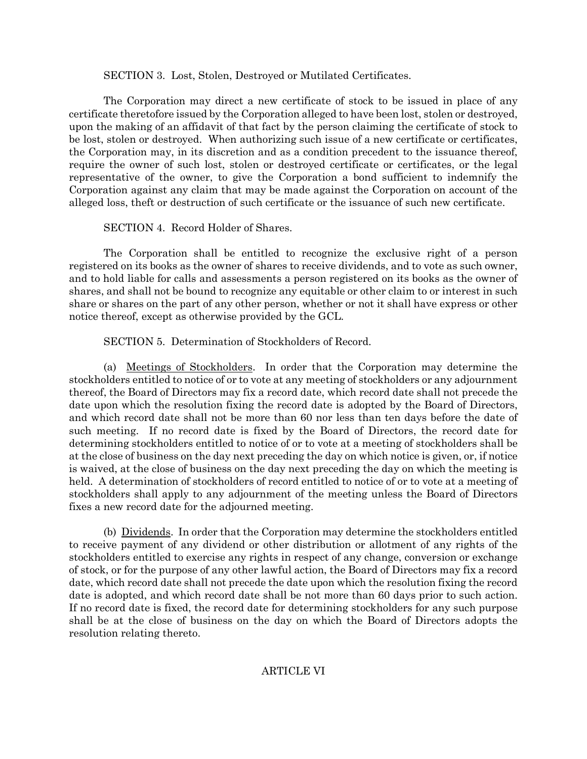SECTION 3. Lost, Stolen, Destroyed or Mutilated Certificates.

The Corporation may direct a new certificate of stock to be issued in place of any certificate theretofore issued by the Corporation alleged to have been lost, stolen or destroyed, upon the making of an affidavit of that fact by the person claiming the certificate of stock to be lost, stolen or destroyed. When authorizing such issue of a new certificate or certificates, the Corporation may, in its discretion and as a condition precedent to the issuance thereof, require the owner of such lost, stolen or destroyed certificate or certificates, or the legal representative of the owner, to give the Corporation a bond sufficient to indemnify the Corporation against any claim that may be made against the Corporation on account of the alleged loss, theft or destruction of such certificate or the issuance of such new certificate.

SECTION 4. Record Holder of Shares.

The Corporation shall be entitled to recognize the exclusive right of a person registered on its books as the owner of shares to receive dividends, and to vote as such owner, and to hold liable for calls and assessments a person registered on its books as the owner of shares, and shall not be bound to recognize any equitable or other claim to or interest in such share or shares on the part of any other person, whether or not it shall have express or other notice thereof, except as otherwise provided by the GCL.

SECTION 5. Determination of Stockholders of Record.

(a) Meetings of Stockholders. In order that the Corporation may determine the stockholders entitled to notice of or to vote at any meeting of stockholders or any adjournment thereof, the Board of Directors may fix a record date, which record date shall not precede the date upon which the resolution fixing the record date is adopted by the Board of Directors, and which record date shall not be more than 60 nor less than ten days before the date of such meeting. If no record date is fixed by the Board of Directors, the record date for determining stockholders entitled to notice of or to vote at a meeting of stockholders shall be at the close of business on the day next preceding the day on which notice is given, or, if notice is waived, at the close of business on the day next preceding the day on which the meeting is held. A determination of stockholders of record entitled to notice of or to vote at a meeting of stockholders shall apply to any adjournment of the meeting unless the Board of Directors fixes a new record date for the adjourned meeting.

(b) Dividends. In order that the Corporation may determine the stockholders entitled to receive payment of any dividend or other distribution or allotment of any rights of the stockholders entitled to exercise any rights in respect of any change, conversion or exchange of stock, or for the purpose of any other lawful action, the Board of Directors may fix a record date, which record date shall not precede the date upon which the resolution fixing the record date is adopted, and which record date shall be not more than 60 days prior to such action. If no record date is fixed, the record date for determining stockholders for any such purpose shall be at the close of business on the day on which the Board of Directors adopts the resolution relating thereto.

ARTICLE VI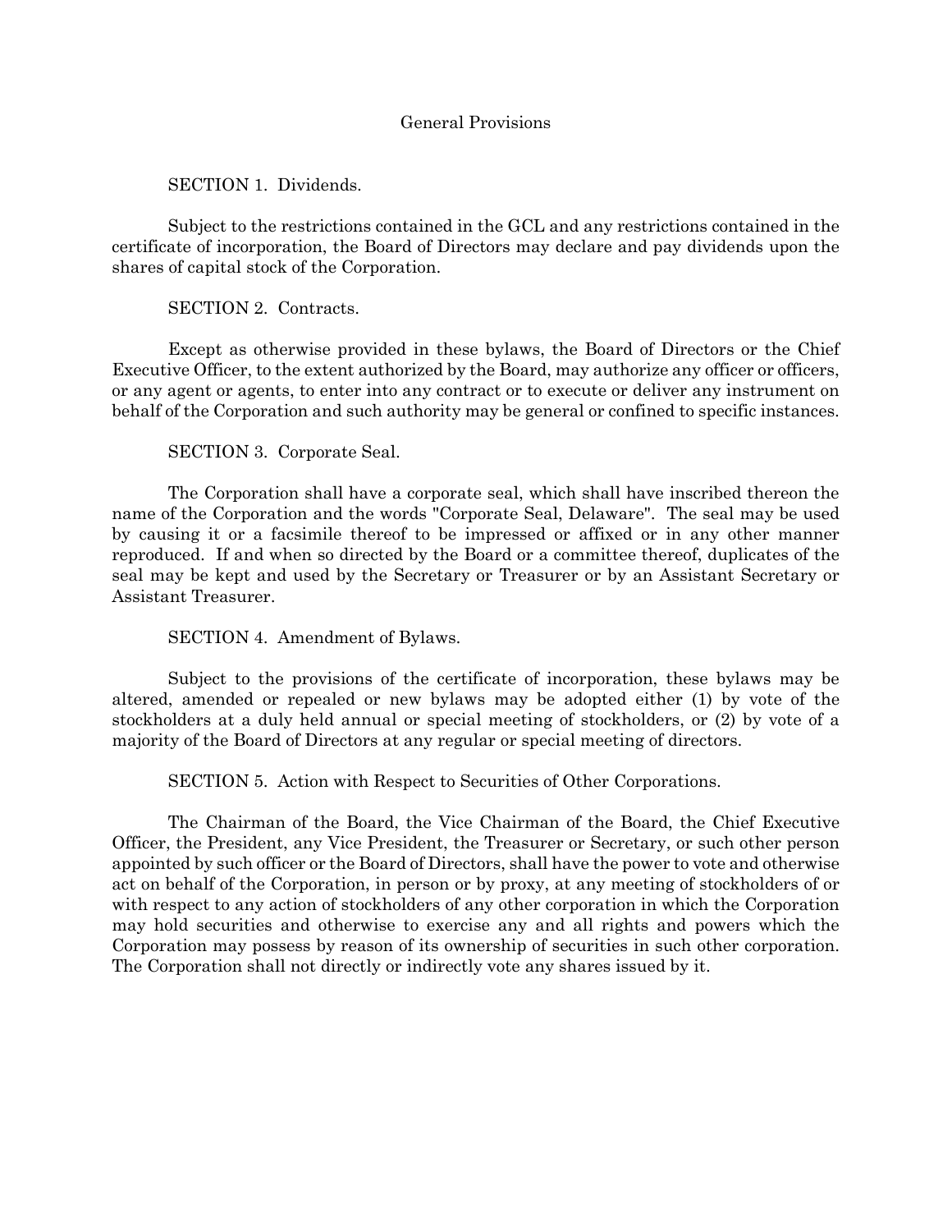## General Provisions

SECTION 1. Dividends.

Subject to the restrictions contained in the GCL and any restrictions contained in the certificate of incorporation, the Board of Directors may declare and pay dividends upon the shares of capital stock of the Corporation.

SECTION 2. Contracts.

Except as otherwise provided in these bylaws, the Board of Directors or the Chief Executive Officer, to the extent authorized by the Board, may authorize any officer or officers, or any agent or agents, to enter into any contract or to execute or deliver any instrument on behalf of the Corporation and such authority may be general or confined to specific instances.

SECTION 3. Corporate Seal.

The Corporation shall have a corporate seal, which shall have inscribed thereon the name of the Corporation and the words "Corporate Seal, Delaware". The seal may be used by causing it or a facsimile thereof to be impressed or affixed or in any other manner reproduced. If and when so directed by the Board or a committee thereof, duplicates of the seal may be kept and used by the Secretary or Treasurer or by an Assistant Secretary or Assistant Treasurer.

SECTION 4. Amendment of Bylaws.

Subject to the provisions of the certificate of incorporation, these bylaws may be altered, amended or repealed or new bylaws may be adopted either (1) by vote of the stockholders at a duly held annual or special meeting of stockholders, or (2) by vote of a majority of the Board of Directors at any regular or special meeting of directors.

SECTION 5. Action with Respect to Securities of Other Corporations.

The Chairman of the Board, the Vice Chairman of the Board, the Chief Executive Officer, the President, any Vice President, the Treasurer or Secretary, or such other person appointed by such officer or the Board of Directors, shall have the power to vote and otherwise act on behalf of the Corporation, in person or by proxy, at any meeting of stockholders of or with respect to any action of stockholders of any other corporation in which the Corporation may hold securities and otherwise to exercise any and all rights and powers which the Corporation may possess by reason of its ownership of securities in such other corporation. The Corporation shall not directly or indirectly vote any shares issued by it.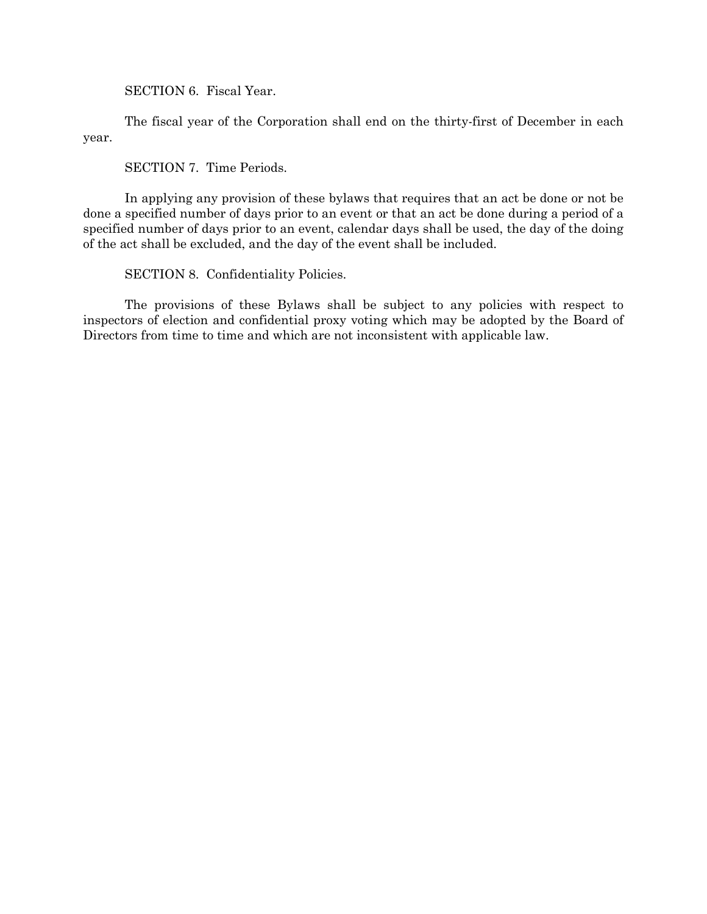SECTION 6. Fiscal Year.

The fiscal year of the Corporation shall end on the thirty-first of December in each year.

SECTION 7. Time Periods.

In applying any provision of these bylaws that requires that an act be done or not be done a specified number of days prior to an event or that an act be done during a period of a specified number of days prior to an event, calendar days shall be used, the day of the doing of the act shall be excluded, and the day of the event shall be included.

SECTION 8. Confidentiality Policies.

The provisions of these Bylaws shall be subject to any policies with respect to inspectors of election and confidential proxy voting which may be adopted by the Board of Directors from time to time and which are not inconsistent with applicable law.